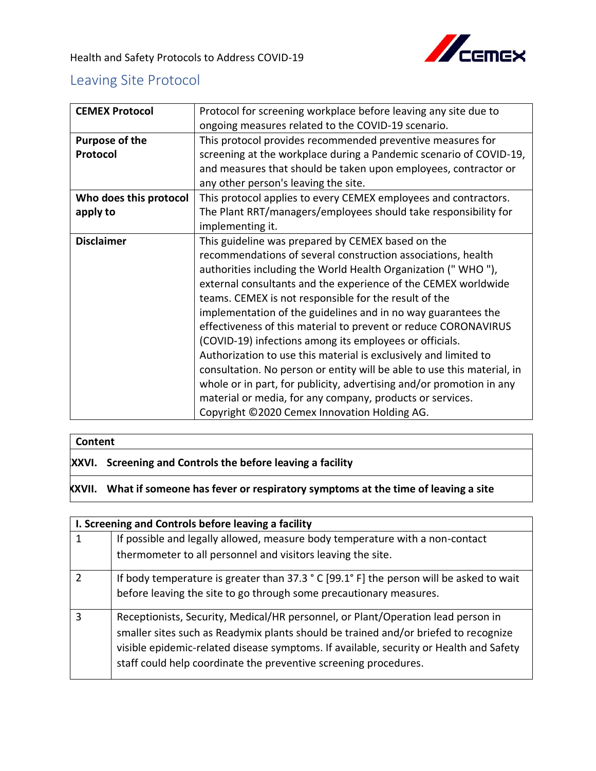Health and Safety Protocols to Address COVID-19

# Leaving Site Protocol

| **CEMEX Protocol** | Protocol for screening workplace before leaving any site due to ongoing measures related to the COVID-19 scenario. |
|---|---|
| **Purpose of the Protocol** | This protocol provides recommended preventive measures for screening at the workplace during a Pandemic scenario of COVID-19, and measures that should be taken upon employees, contractor or any other person's leaving the site. |
| **Who does this protocol apply to** | This protocol applies to every CEMEX employees and contractors. The Plant RRT/managers/employees should take responsibility for implementing it. |
| **Disclaimer** | This guideline was prepared by CEMEX based on the recommendations of several construction associations, health authorities including the World Health Organization (" WHO "), external consultants and the experience of the CEMEX worldwide teams. CEMEX is not responsible for the result of the implementation of the guidelines and in no way guarantees the effectiveness of this material to prevent or reduce CORONAVIRUS (COVID-19) infections among its employees or officials. Authorization to use this material is exclusively and limited to consultation. No person or entity will be able to use this material, in whole or in part, for publicity, advertising and/or promotion in any material or media, for any company, products or services. Copyright ©2020 Cemex Innovation Holding AG. |

| **Content** |
|---|
| **XXVI. Screening and Controls the before leaving a facility** |
| **XXVII. What if someone has fever or respiratory symptoms at the time of leaving a site** |

| **I. Screening and Controls before leaving a facility** | |
|---|---|
| 1 | If possible and legally allowed, measure body temperature with a non-contact thermometer to all personnel and visitors leaving the site. |
| 2 | If body temperature is greater than 37.3 ° C [99.1° F] the person will be asked to wait before leaving the site to go through some precautionary measures. |
| 3 | Receptionists, Security, Medical/HR personnel, or Plant/Operation lead person in smaller sites such as Readymix plants should be trained and/or briefed to recognize visible epidemic-related disease symptoms. If available, security or Health and Safety staff could help coordinate the preventive screening procedures. |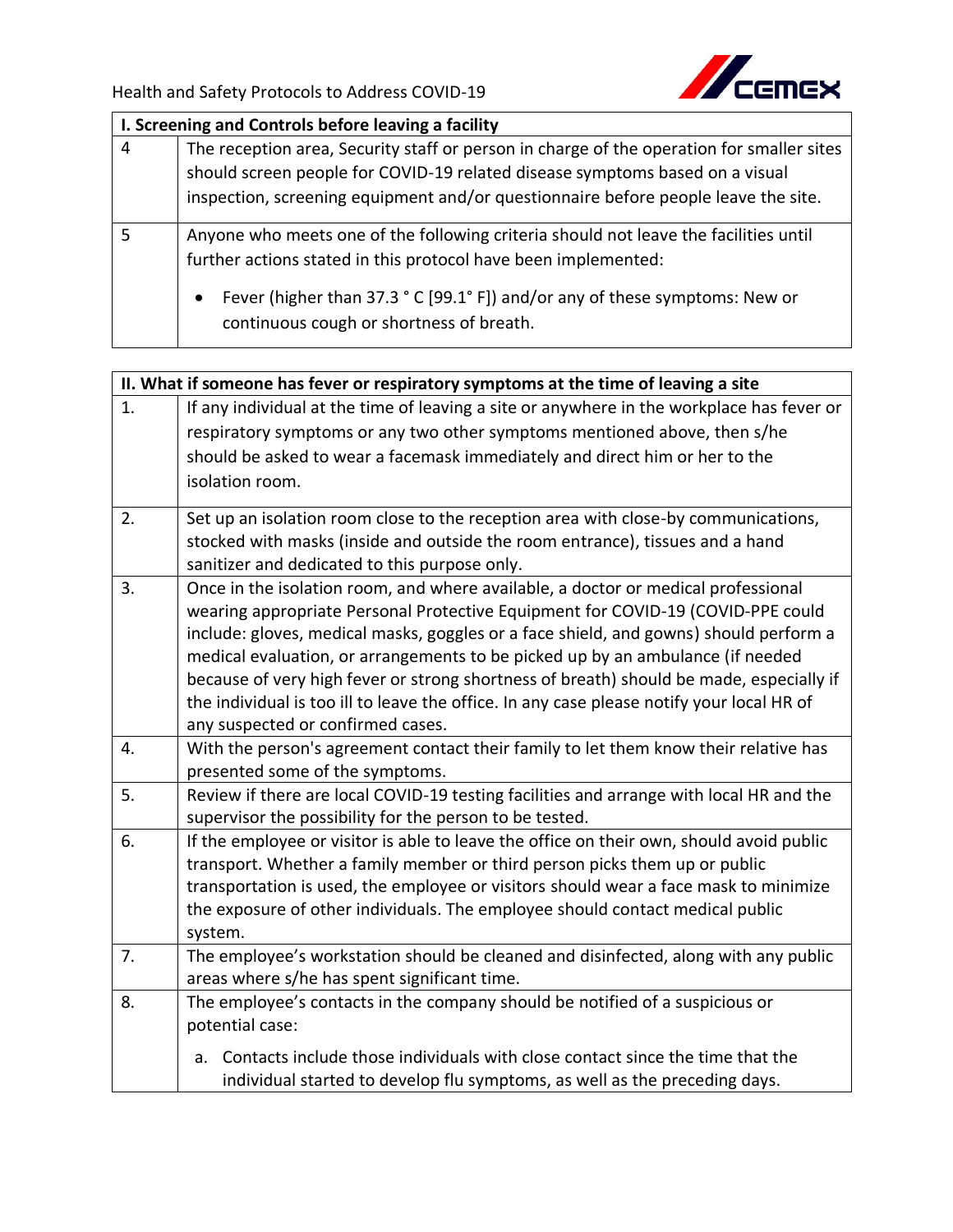| I. Screening and Controls before leaving a facility | |
|---|---|
| 4 | The reception area, Security staff or person in charge of the operation for smaller sites should screen people for COVID-19 related disease symptoms based on a visual inspection, screening equipment and/or questionnaire before people leave the site. |
| 5 | Anyone who meets one of the following criteria should not leave the facilities until further actions stated in this protocol have been implemented:<br>• Fever (higher than 37.3 ° C [99.1° F]) and/or any of these symptoms: New or continuous cough or shortness of breath. |

| II. What if someone has fever or respiratory symptoms at the time of leaving a site | |
|---|---|
| 1. | If any individual at the time of leaving a site or anywhere in the workplace has fever or respiratory symptoms or any two other symptoms mentioned above, then s/he should be asked to wear a facemask immediately and direct him or her to the isolation room. |
| 2. | Set up an isolation room close to the reception area with close-by communications, stocked with masks (inside and outside the room entrance), tissues and a hand sanitizer and dedicated to this purpose only. |
| 3. | Once in the isolation room, and where available, a doctor or medical professional wearing appropriate Personal Protective Equipment for COVID-19 (COVID-PPE could include: gloves, medical masks, goggles or a face shield, and gowns) should perform a medical evaluation, or arrangements to be picked up by an ambulance (if needed because of very high fever or strong shortness of breath) should be made, especially if the individual is too ill to leave the office. In any case please notify your local HR of any suspected or confirmed cases. |
| 4. | With the person's agreement contact their family to let them know their relative has presented some of the symptoms. |
| 5. | Review if there are local COVID-19 testing facilities and arrange with local HR and the supervisor the possibility for the person to be tested. |
| 6. | If the employee or visitor is able to leave the office on their own, should avoid public transport. Whether a family member or third person picks them up or public transportation is used, the employee or visitors should wear a face mask to minimize the exposure of other individuals. The employee should contact medical public system. |
| 7. | The employee's workstation should be cleaned and disinfected, along with any public areas where s/he has spent significant time. |
| 8. | The employee's contacts in the company should be notified of a suspicious or potential case:<br>a. Contacts include those individuals with close contact since the time that the individual started to develop flu symptoms, as well as the preceding days. |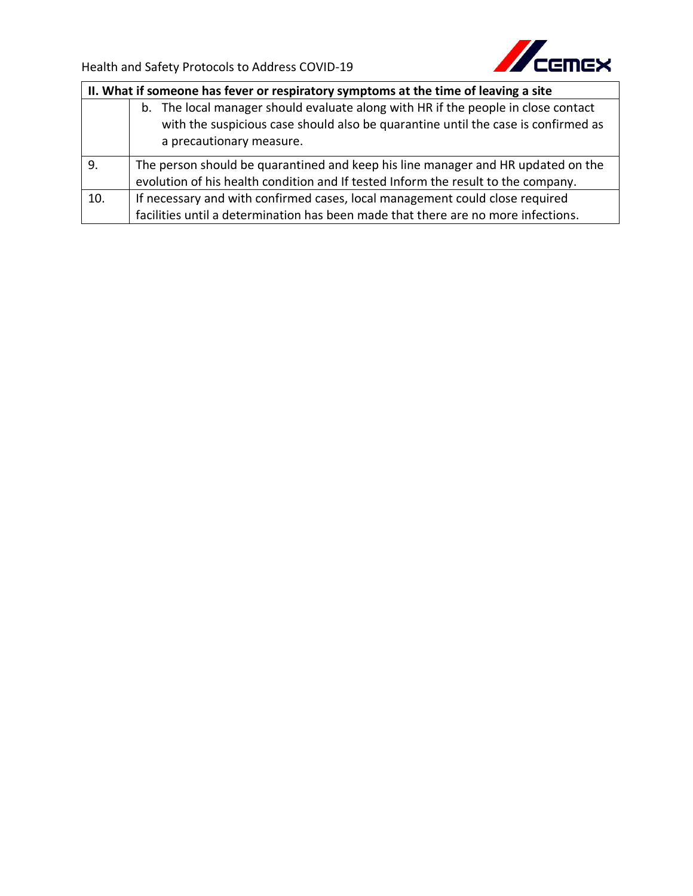| II. What if someone has fever or respiratory symptoms at the time of leaving a site | |
|---|---|
| | b. The local manager should evaluate along with HR if the people in close contact with the suspicious case should also be quarantine until the case is confirmed as a precautionary measure. |
| 9. | The person should be quarantined and keep his line manager and HR updated on the evolution of his health condition and If tested Inform the result to the company. |
| 10. | If necessary and with confirmed cases, local management could close required facilities until a determination has been made that there are no more infections. |